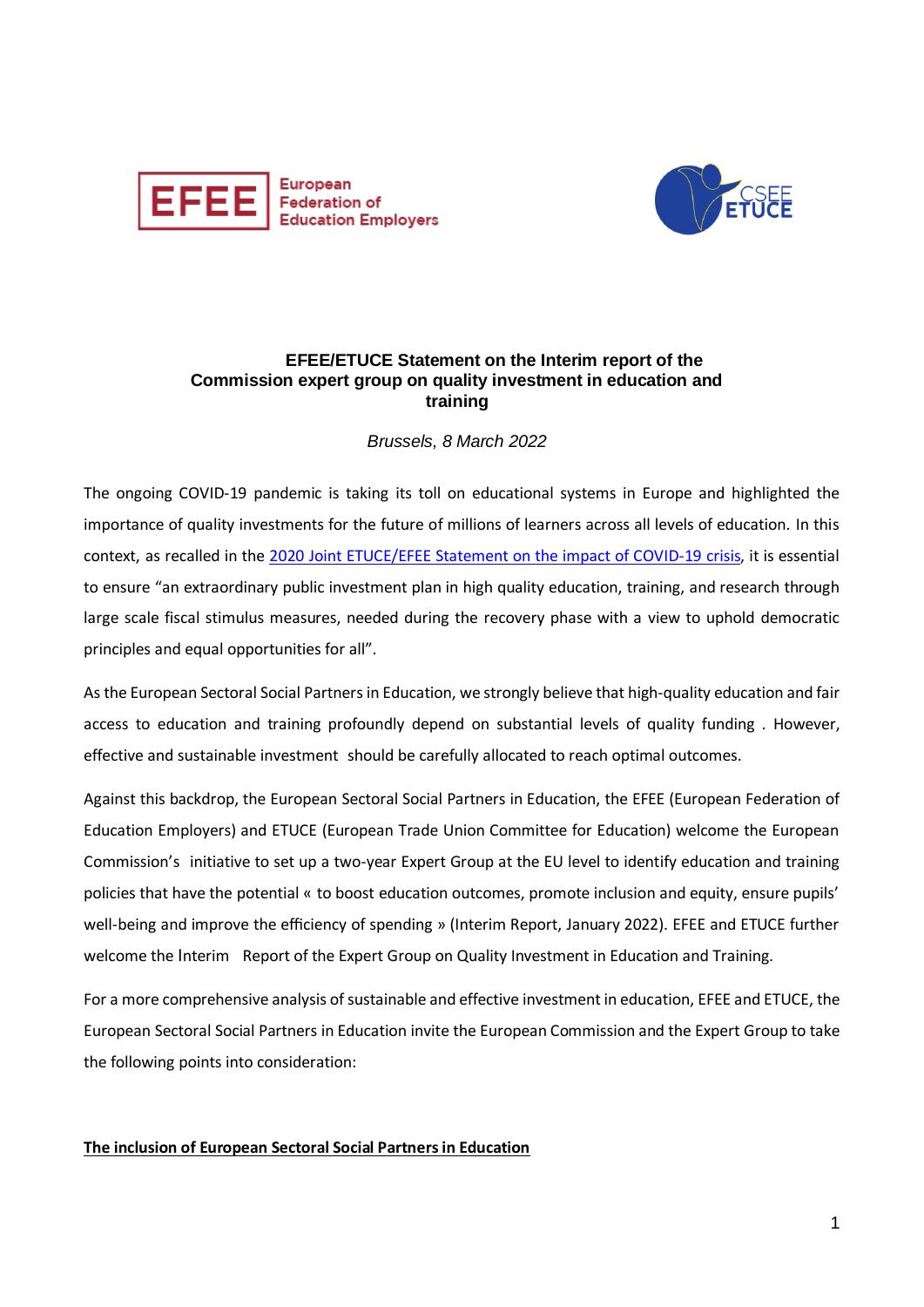European Federation of Education Employers

# EFEE/ETUCE Statement on the Interim report of the Commission expert group on quality investment in education and training

*Brussels, 8 March 2022*

The ongoing COVID-19 pandemic is taking its toll on educational systems in Europe and highlighted the importance of quality investments for the future of millions of learners across all levels of education. In this context, as recalled in the 2020 Joint ETUCE/EFEE Statement on the impact of COVID-19 crisis, it is essential to ensure "an extraordinary public investment plan in high quality education, training, and research through large scale fiscal stimulus measures, needed during the recovery phase with a view to uphold democratic principles and equal opportunities for all".

As the European Sectoral Social Partners in Education, we strongly believe that high-quality education and fair access to education and training profoundly depend on substantial levels of quality funding . However, effective and sustainable investment should be carefully allocated to reach optimal outcomes.

Against this backdrop, the European Sectoral Social Partners in Education, the EFEE (European Federation of Education Employers) and ETUCE (European Trade Union Committee for Education) welcome the European Commission's initiative to set up a two-year Expert Group at the EU level to identify education and training policies that have the potential « to boost education outcomes, promote inclusion and equity, ensure pupils' well-being and improve the efficiency of spending » (Interim Report, January 2022). EFEE and ETUCE further welcome the Interim Report of the Expert Group on Quality Investment in Education and Training.

For a more comprehensive analysis of sustainable and effective investment in education, EFEE and ETUCE, the European Sectoral Social Partners in Education invite the European Commission and the Expert Group to take the following points into consideration:

## The inclusion of European Sectoral Social Partners in Education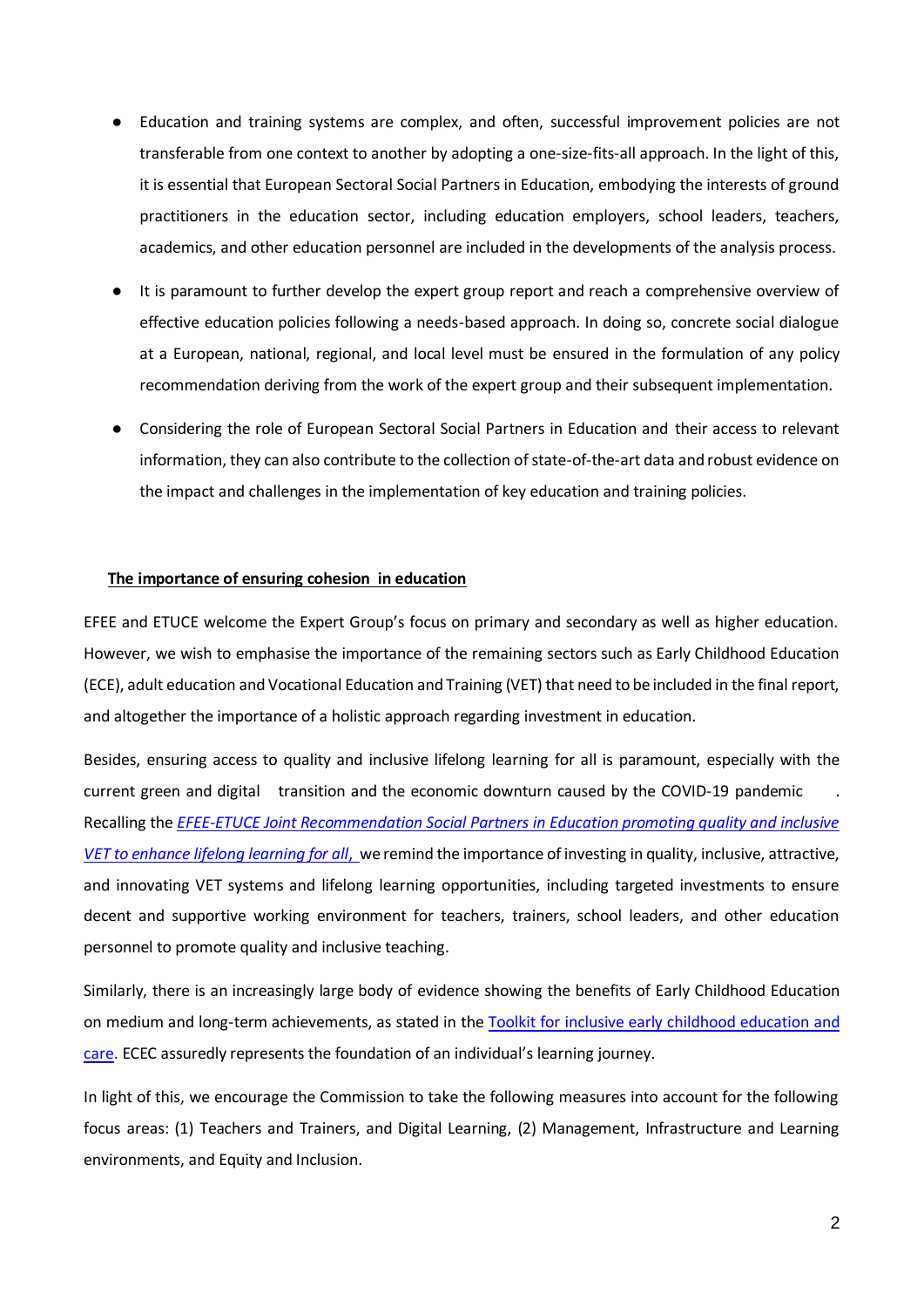- Education and training systems are complex, and often, successful improvement policies are not transferable from one context to another by adopting a one-size-fits-all approach. In the light of this, it is essential that European Sectoral Social Partners in Education, embodying the interests of ground practitioners in the education sector, including education employers, school leaders, teachers, academics, and other education personnel are included in the developments of the analysis process.
- It is paramount to further develop the expert group report and reach a comprehensive overview of effective education policies following a needs-based approach. In doing so, concrete social dialogue at a European, national, regional, and local level must be ensured in the formulation of any policy recommendation deriving from the work of the expert group and their subsequent implementation.
- Considering the role of European Sectoral Social Partners in Education and their access to relevant information, they can also contribute to the collection of state-of-the-art data and robust evidence on the impact and challenges in the implementation of key education and training policies.

## The importance of ensuring cohesion in education

EFEE and ETUCE welcome the Expert Group's focus on primary and secondary as well as higher education. However, we wish to emphasise the importance of the remaining sectors such as Early Childhood Education (ECE), adult education and Vocational Education and Training (VET) that need to be included in the final report, and altogether the importance of a holistic approach regarding investment in education.

Besides, ensuring access to quality and inclusive lifelong learning for all is paramount, especially with the current green and digital transition and the economic downturn caused by the COVID-19 pandemic. Recalling the *EFEE-ETUCE Joint Recommendation Social Partners in Education promoting quality and inclusive VET to enhance lifelong learning for all,* we remind the importance of investing in quality, inclusive, attractive, and innovating VET systems and lifelong learning opportunities, including targeted investments to ensure decent and supportive working environment for teachers, trainers, school leaders, and other education personnel to promote quality and inclusive teaching.

Similarly, there is an increasingly large body of evidence showing the benefits of Early Childhood Education on medium and long-term achievements, as stated in the Toolkit for inclusive early childhood education and care. ECEC assuredly represents the foundation of an individual's learning journey.

In light of this, we encourage the Commission to take the following measures into account for the following focus areas: (1) Teachers and Trainers, and Digital Learning, (2) Management, Infrastructure and Learning environments, and Equity and Inclusion.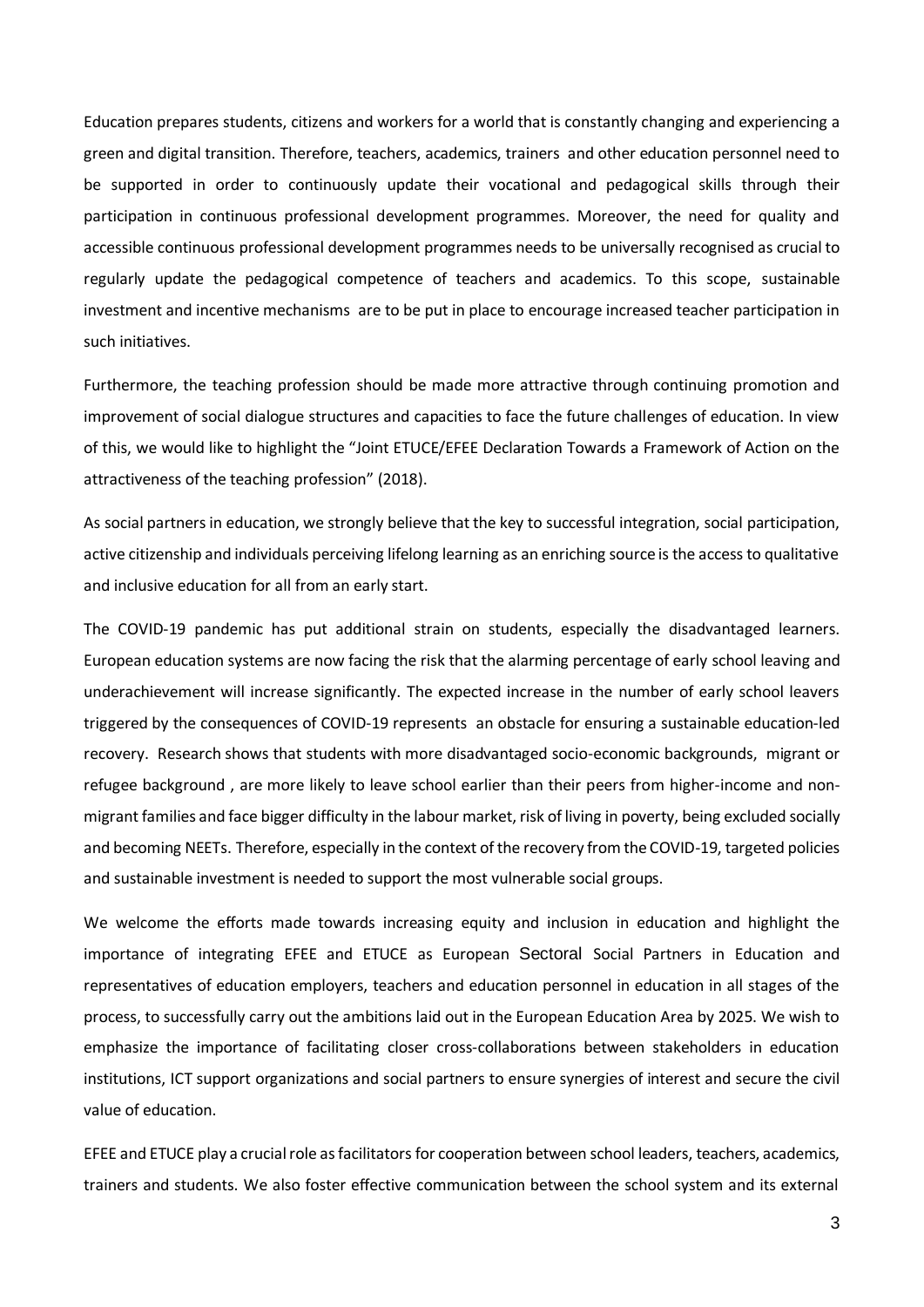Education prepares students, citizens and workers for a world that is constantly changing and experiencing a green and digital transition. Therefore, teachers, academics, trainers and other education personnel need to be supported in order to continuously update their vocational and pedagogical skills through their participation in continuous professional development programmes. Moreover, the need for quality and accessible continuous professional development programmes needs to be universally recognised as crucial to regularly update the pedagogical competence of teachers and academics. To this scope, sustainable investment and incentive mechanisms are to be put in place to encourage increased teacher participation in such initiatives.

Furthermore, the teaching profession should be made more attractive through continuing promotion and improvement of social dialogue structures and capacities to face the future challenges of education. In view of this, we would like to highlight the "Joint ETUCE/EFEE Declaration Towards a Framework of Action on the attractiveness of the teaching profession" (2018).

As social partners in education, we strongly believe that the key to successful integration, social participation, active citizenship and individuals perceiving lifelong learning as an enriching source is the access to qualitative and inclusive education for all from an early start.

The COVID-19 pandemic has put additional strain on students, especially the disadvantaged learners. European education systems are now facing the risk that the alarming percentage of early school leaving and underachievement will increase significantly. The expected increase in the number of early school leavers triggered by the consequences of COVID-19 represents an obstacle for ensuring a sustainable education-led recovery. Research shows that students with more disadvantaged socio-economic backgrounds, migrant or refugee background , are more likely to leave school earlier than their peers from higher-income and non-migrant families and face bigger difficulty in the labour market, risk of living in poverty, being excluded socially and becoming NEETs. Therefore, especially in the context of the recovery from the COVID-19, targeted policies and sustainable investment is needed to support the most vulnerable social groups.

We welcome the efforts made towards increasing equity and inclusion in education and highlight the importance of integrating EFEE and ETUCE as European Sectoral Social Partners in Education and representatives of education employers, teachers and education personnel in education in all stages of the process, to successfully carry out the ambitions laid out in the European Education Area by 2025. We wish to emphasize the importance of facilitating closer cross-collaborations between stakeholders in education institutions, ICT support organizations and social partners to ensure synergies of interest and secure the civil value of education.

EFEE and ETUCE play a crucial role as facilitators for cooperation between school leaders, teachers, academics, trainers and students. We also foster effective communication between the school system and its external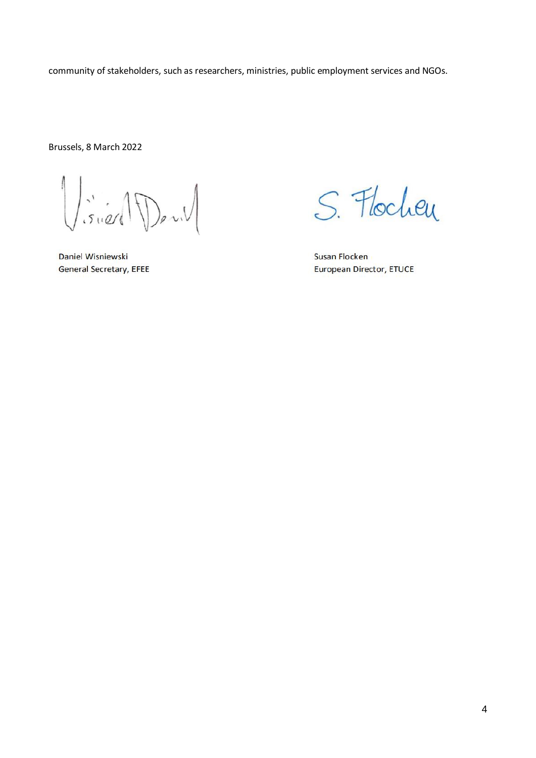community of stakeholders, such as researchers, ministries, public employment services and NGOs.

Brussels, 8 March 2022

Daniel Wisniewski
General Secretary, EFEE

Susan Flocken
European Director, ETUCE